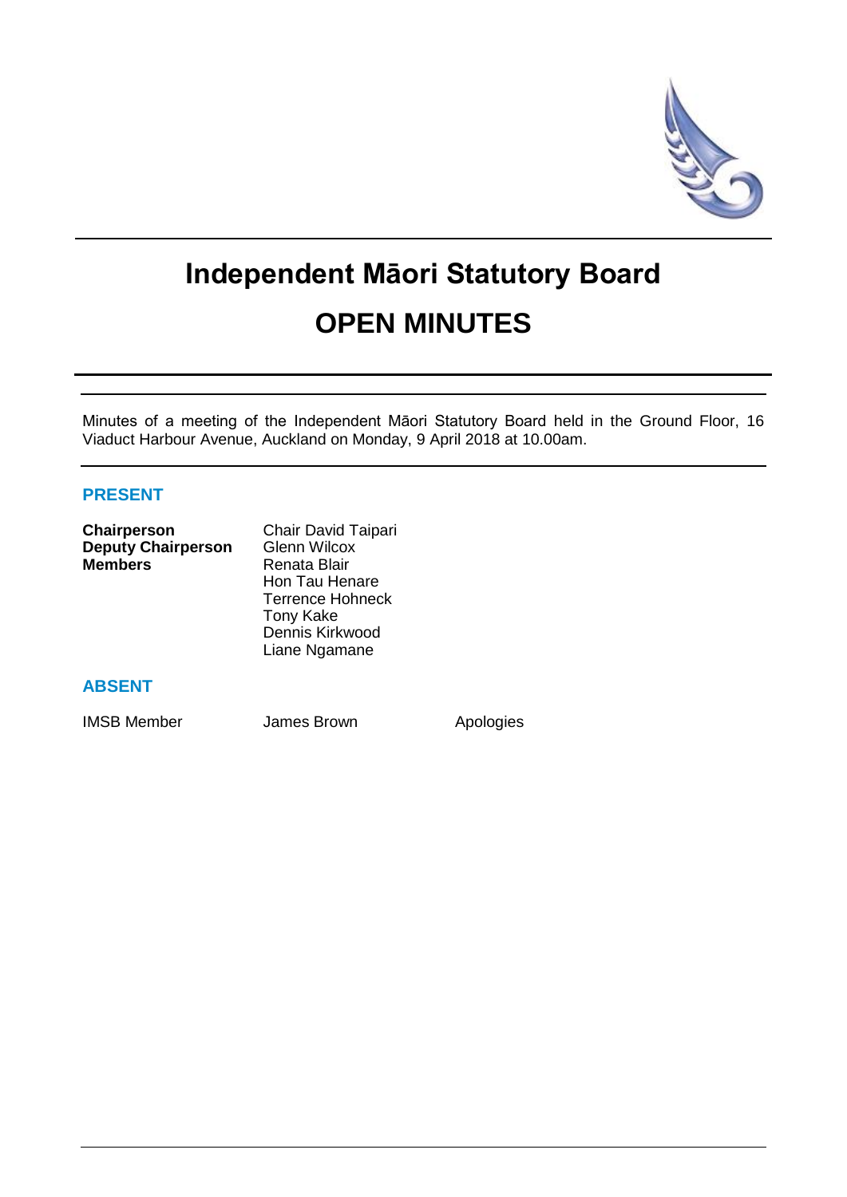# Independent Māori Statutory Board

# OPEN MINUTES

Minutes of a meeting of the Independent Māori Statutory Board held in the Ground Floor, 16 Viaduct Harbour Avenue, Auckland on Monday, 9 April 2018 at 10.00am.

## PRESENT

| | |
|---|---|
| **Chairperson** | Chair David Taipari |
| **Deputy Chairperson** | Glenn Wilcox |
| **Members** | Renata Blair |
| | Hon Tau Henare |
| | Terrence Hohneck |
| | Tony Kake |
| | Dennis Kirkwood |
| | Liane Ngamane |

## ABSENT

| | | |
|---|---|---|
| IMSB Member | James Brown | Apologies |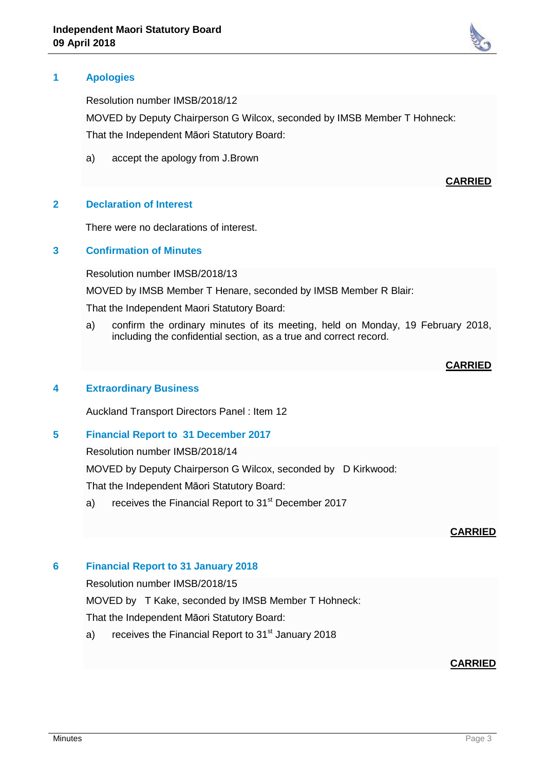## 1 Apologies

Resolution number IMSB/2018/12

MOVED by Deputy Chairperson G Wilcox, seconded by IMSB Member T Hohneck:

That the Independent Māori Statutory Board:

a) accept the apology from J.Brown

**CARRIED**

## 2 Declaration of Interest

There were no declarations of interest.

## 3 Confirmation of Minutes

Resolution number IMSB/2018/13

MOVED by IMSB Member T Henare, seconded by IMSB Member R Blair:

That the Independent Maori Statutory Board:

a) confirm the ordinary minutes of its meeting, held on Monday, 19 February 2018, including the confidential section, as a true and correct record.

**CARRIED**

## 4 Extraordinary Business

Auckland Transport Directors Panel : Item 12

## 5 Financial Report to 31 December 2017

Resolution number IMSB/2018/14

MOVED by Deputy Chairperson G Wilcox, seconded by D Kirkwood:

That the Independent Māori Statutory Board:

a) receives the Financial Report to 31st December 2017

**CARRIED**

## 6 Financial Report to 31 January 2018

Resolution number IMSB/2018/15

MOVED by T Kake, seconded by IMSB Member T Hohneck:

That the Independent Māori Statutory Board:

a) receives the Financial Report to 31st January 2018

**CARRIED**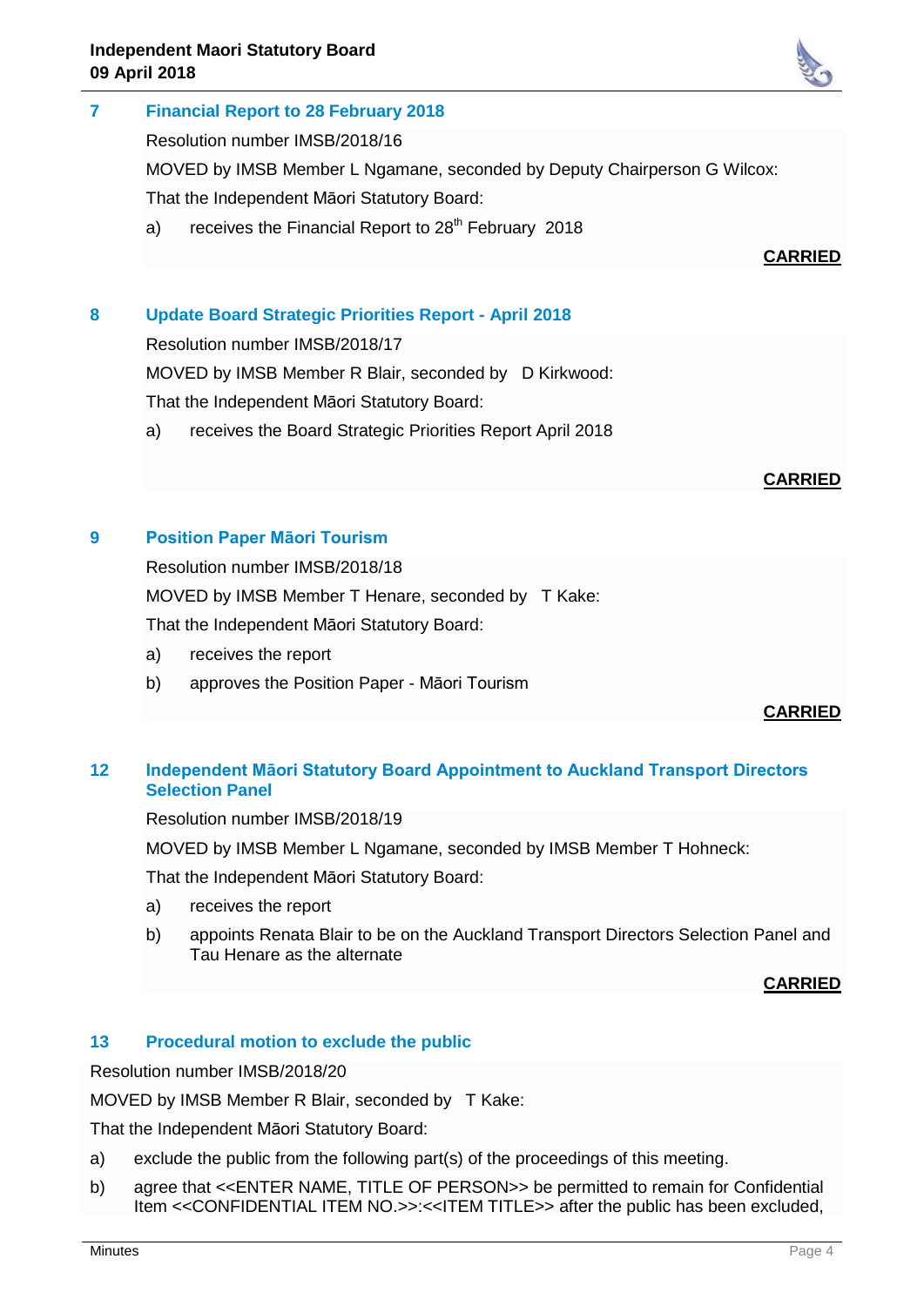## 7 Financial Report to 28 February 2018

Resolution number IMSB/2018/16

MOVED by IMSB Member L Ngamane, seconded by Deputy Chairperson G Wilcox:

That the Independent Māori Statutory Board:

a) receives the Financial Report to 28th February 2018

**CARRIED**

## 8 Update Board Strategic Priorities Report - April 2018

Resolution number IMSB/2018/17

MOVED by IMSB Member R Blair, seconded by D Kirkwood:

That the Independent Māori Statutory Board:

a) receives the Board Strategic Priorities Report April 2018

**CARRIED**

## 9 Position Paper Māori Tourism

Resolution number IMSB/2018/18

MOVED by IMSB Member T Henare, seconded by T Kake:

That the Independent Māori Statutory Board:

a) receives the report

b) approves the Position Paper - Māori Tourism

**CARRIED**

## 12 Independent Māori Statutory Board Appointment to Auckland Transport Directors Selection Panel

Resolution number IMSB/2018/19

MOVED by IMSB Member L Ngamane, seconded by IMSB Member T Hohneck:

That the Independent Māori Statutory Board:

a) receives the report

b) appoints Renata Blair to be on the Auckland Transport Directors Selection Panel and Tau Henare as the alternate

**CARRIED**

## 13 Procedural motion to exclude the public

Resolution number IMSB/2018/20

MOVED by IMSB Member R Blair, seconded by T Kake:

That the Independent Māori Statutory Board:

a) exclude the public from the following part(s) of the proceedings of this meeting.

b) agree that <<ENTER NAME, TITLE OF PERSON>> be permitted to remain for Confidential Item <<CONFIDENTIAL ITEM NO.>>:<<ITEM TITLE>> after the public has been excluded,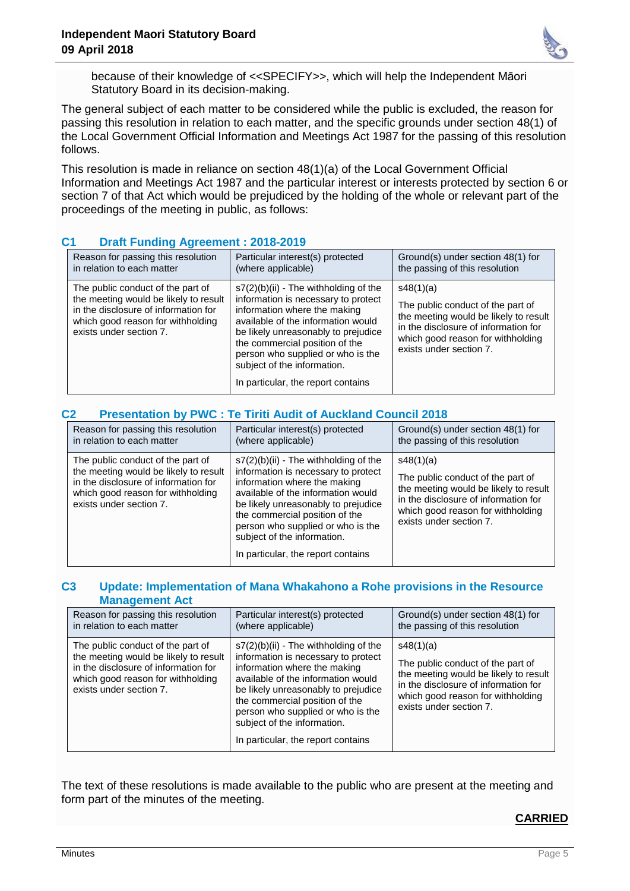because of their knowledge of <<SPECIFY>>, which will help the Independent Māori Statutory Board in its decision-making.

The general subject of each matter to be considered while the public is excluded, the reason for passing this resolution in relation to each matter, and the specific grounds under section 48(1) of the Local Government Official Information and Meetings Act 1987 for the passing of this resolution follows.

This resolution is made in reliance on section 48(1)(a) of the Local Government Official Information and Meetings Act 1987 and the particular interest or interests protected by section 6 or section 7 of that Act which would be prejudiced by the holding of the whole or relevant part of the proceedings of the meeting in public, as follows:

### C1 Draft Funding Agreement : 2018-2019

| Reason for passing this resolution in relation to each matter | Particular interest(s) protected (where applicable) | Ground(s) under section 48(1) for the passing of this resolution |
|---|---|---|
| The public conduct of the part of the meeting would be likely to result in the disclosure of information for which good reason for withholding exists under section 7. | s7(2)(b)(ii) - The withholding of the information is necessary to protect information where the making available of the information would be likely unreasonably to prejudice the commercial position of the person who supplied or who is the subject of the information.<br><br>In particular, the report contains | s48(1)(a)<br><br>The public conduct of the part of the meeting would be likely to result in the disclosure of information for which good reason for withholding exists under section 7. |

### C2 Presentation by PWC : Te Tiriti Audit of Auckland Council 2018

| Reason for passing this resolution in relation to each matter | Particular interest(s) protected (where applicable) | Ground(s) under section 48(1) for the passing of this resolution |
|---|---|---|
| The public conduct of the part of the meeting would be likely to result in the disclosure of information for which good reason for withholding exists under section 7. | s7(2)(b)(ii) - The withholding of the information is necessary to protect information where the making available of the information would be likely unreasonably to prejudice the commercial position of the person who supplied or who is the subject of the information.<br><br>In particular, the report contains | s48(1)(a)<br><br>The public conduct of the part of the meeting would be likely to result in the disclosure of information for which good reason for withholding exists under section 7. |

### C3 Update: Implementation of Mana Whakahono a Rohe provisions in the Resource Management Act

| Reason for passing this resolution in relation to each matter | Particular interest(s) protected (where applicable) | Ground(s) under section 48(1) for the passing of this resolution |
|---|---|---|
| The public conduct of the part of the meeting would be likely to result in the disclosure of information for which good reason for withholding exists under section 7. | s7(2)(b)(ii) - The withholding of the information is necessary to protect information where the making available of the information would be likely unreasonably to prejudice the commercial position of the person who supplied or who is the subject of the information.<br><br>In particular, the report contains | s48(1)(a)<br><br>The public conduct of the part of the meeting would be likely to result in the disclosure of information for which good reason for withholding exists under section 7. |

The text of these resolutions is made available to the public who are present at the meeting and form part of the minutes of the meeting.

**CARRIED**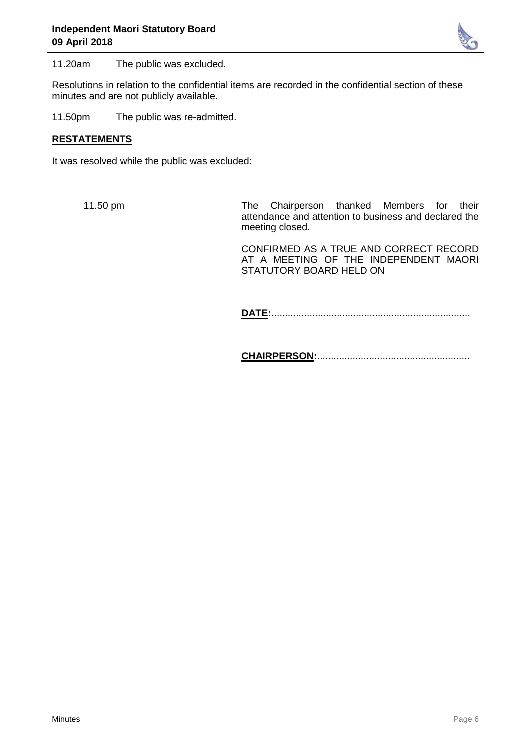11.20am The public was excluded.

Resolutions in relation to the confidential items are recorded in the confidential section of these minutes and are not publicly available.

11.50pm The public was re-admitted.

**RESTATEMENTS**

It was resolved while the public was excluded:

11.50 pm The Chairperson thanked Members for their attendance and attention to business and declared the meeting closed.

CONFIRMED AS A TRUE AND CORRECT RECORD AT A MEETING OF THE INDEPENDENT MAORI STATUTORY BOARD HELD ON

**DATE:**.........................................................................

**CHAIRPERSON:**........................................................